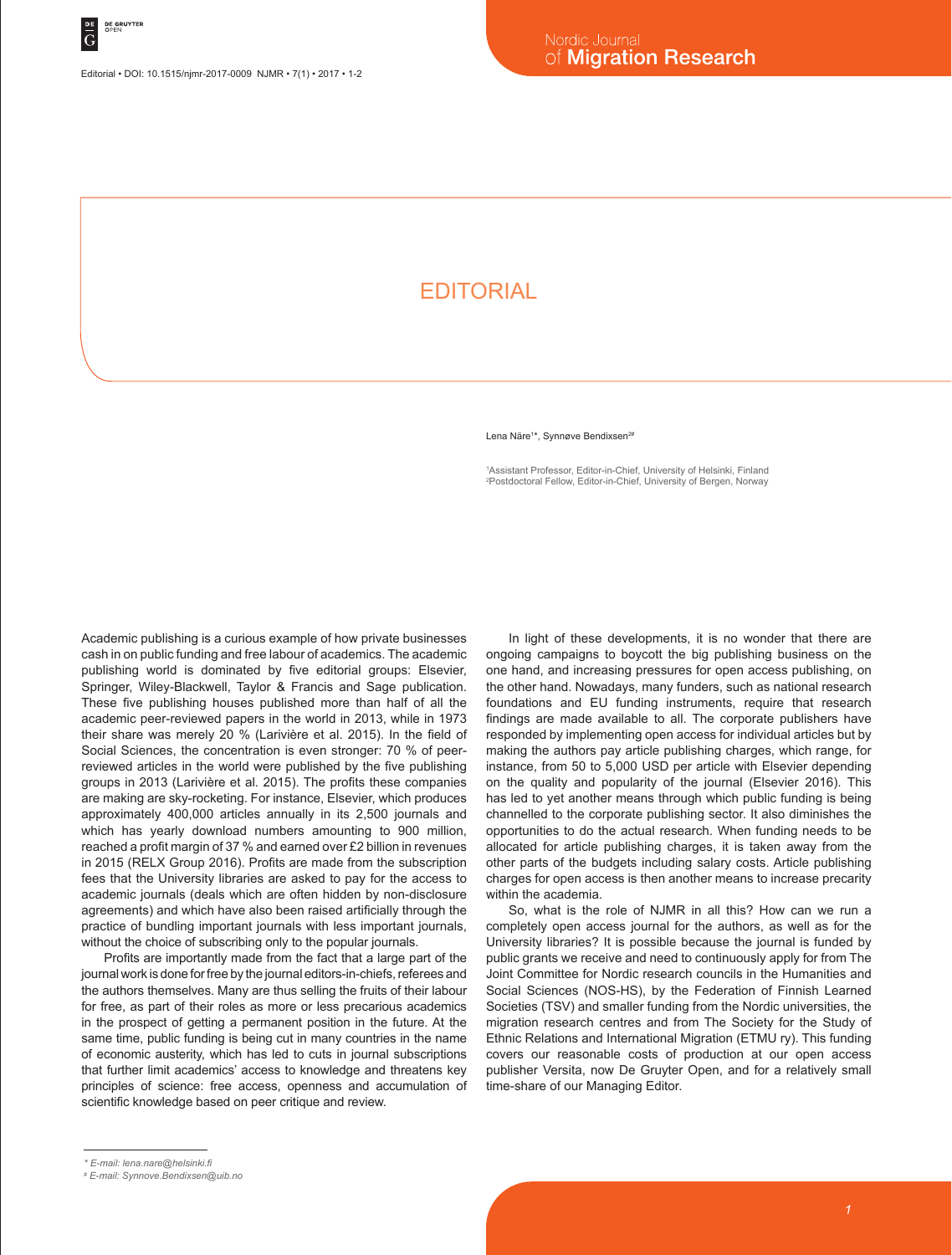# EDITORIAL

Lena Näre[1*], Synnøve Bendixsen[2#]

[1]Assistant Professor, Editor-in-Chief, University of Helsinki, Finland
[2]Postdoctoral Fellow, Editor-in-Chief, University of Bergen, Norway

Academic publishing is a curious example of how private businesses cash in on public funding and free labour of academics. The academic publishing world is dominated by five editorial groups: Elsevier, Springer, Wiley-Blackwell, Taylor & Francis and Sage publication. These five publishing houses published more than half of all the academic peer-reviewed papers in the world in 2013, while in 1973 their share was merely 20 % (Larivière et al. 2015). In the field of Social Sciences, the concentration is even stronger: 70 % of peer-reviewed articles in the world were published by the five publishing groups in 2013 (Larivière et al. 2015). The profits these companies are making are sky-rocketing. For instance, Elsevier, which produces approximately 400,000 articles annually in its 2,500 journals and which has yearly download numbers amounting to 900 million, reached a profit margin of 37 % and earned over £2 billion in revenues in 2015 (RELX Group 2016). Profits are made from the subscription fees that the University libraries are asked to pay for the access to academic journals (deals which are often hidden by non-disclosure agreements) and which have also been raised artificially through the practice of bundling important journals with less important journals, without the choice of subscribing only to the popular journals.

Profits are importantly made from the fact that a large part of the journal work is done for free by the journal editors-in-chiefs, referees and the authors themselves. Many are thus selling the fruits of their labour for free, as part of their roles as more or less precarious academics in the prospect of getting a permanent position in the future. At the same time, public funding is being cut in many countries in the name of economic austerity, which has led to cuts in journal subscriptions that further limit academics' access to knowledge and threatens key principles of science: free access, openness and accumulation of scientific knowledge based on peer critique and review.

In light of these developments, it is no wonder that there are ongoing campaigns to boycott the big publishing business on the one hand, and increasing pressures for open access publishing, on the other hand. Nowadays, many funders, such as national research foundations and EU funding instruments, require that research findings are made available to all. The corporate publishers have responded by implementing open access for individual articles but by making the authors pay article publishing charges, which range, for instance, from 50 to 5,000 USD per article with Elsevier depending on the quality and popularity of the journal (Elsevier 2016). This has led to yet another means through which public funding is being channelled to the corporate publishing sector. It also diminishes the opportunities to do the actual research. When funding needs to be allocated for article publishing charges, it is taken away from the other parts of the budgets including salary costs. Article publishing charges for open access is then another means to increase precarity within the academia.

So, what is the role of NJMR in all this? How can we run a completely open access journal for the authors, as well as for the University libraries? It is possible because the journal is funded by public grants we receive and need to continuously apply for from The Joint Committee for Nordic research councils in the Humanities and Social Sciences (NOS-HS), by the Federation of Finnish Learned Societies (TSV) and smaller funding from the Nordic universities, the migration research centres and from The Society for the Study of Ethnic Relations and International Migration (ETMU ry). This funding covers our reasonable costs of production at our open access publisher Versita, now De Gruyter Open, and for a relatively small time-share of our Managing Editor.

---

\* E-mail: lena.nare@helsinki.fi

\# E-mail: Synnove.Bendixsen@uib.no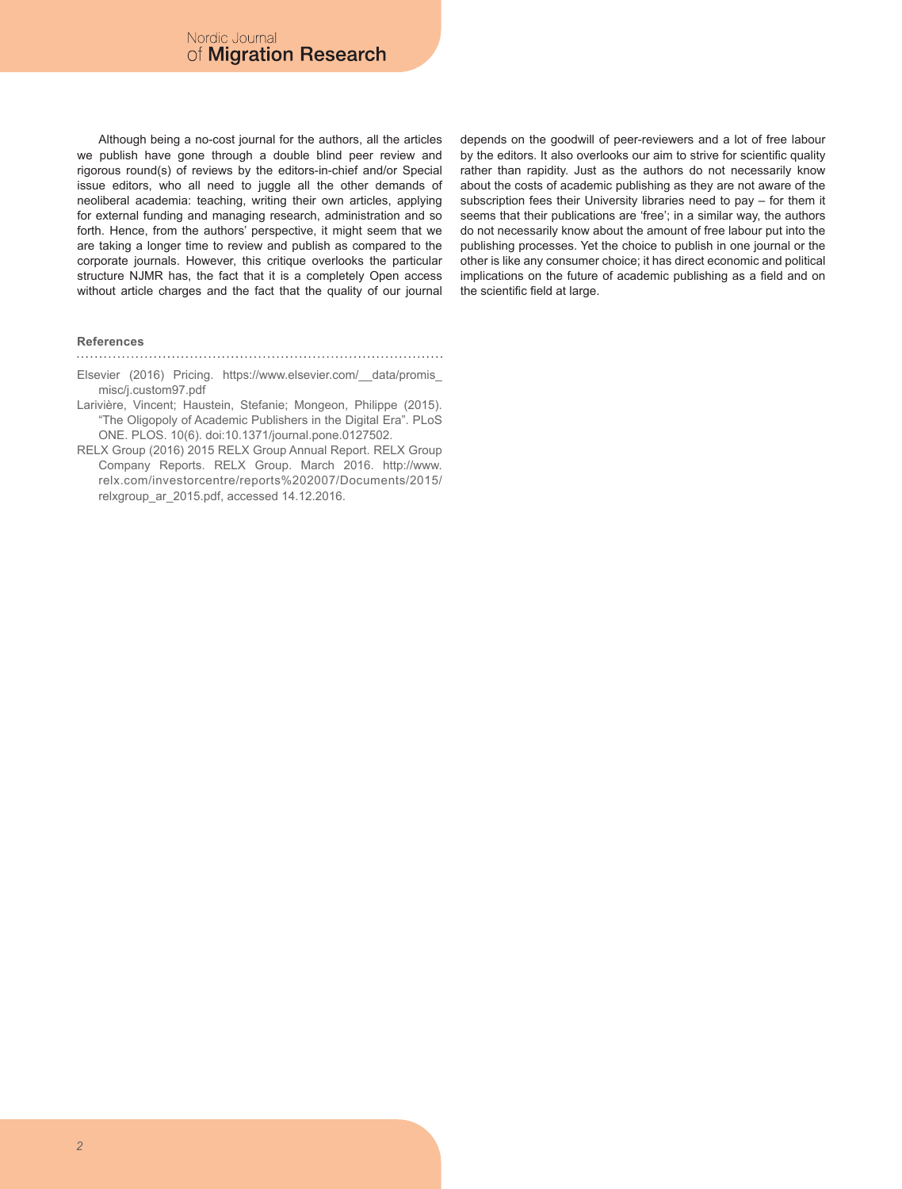Although being a no-cost journal for the authors, all the articles we publish have gone through a double blind peer review and rigorous round(s) of reviews by the editors-in-chief and/or Special issue editors, who all need to juggle all the other demands of neoliberal academia: teaching, writing their own articles, applying for external funding and managing research, administration and so forth. Hence, from the authors' perspective, it might seem that we are taking a longer time to review and publish as compared to the corporate journals. However, this critique overlooks the particular structure NJMR has, the fact that it is a completely Open access without article charges and the fact that the quality of our journal depends on the goodwill of peer-reviewers and a lot of free labour by the editors. It also overlooks our aim to strive for scientific quality rather than rapidity. Just as the authors do not necessarily know about the costs of academic publishing as they are not aware of the subscription fees their University libraries need to pay – for them it seems that their publications are 'free'; in a similar way, the authors do not necessarily know about the amount of free labour put into the publishing processes. Yet the choice to publish in one journal or the other is like any consumer choice; it has direct economic and political implications on the future of academic publishing as a field and on the scientific field at large.

### References

Elsevier (2016) Pricing. https://www.elsevier.com/__data/promis_misc/j.custom97.pdf

Larivière, Vincent; Haustein, Stefanie; Mongeon, Philippe (2015). "The Oligopoly of Academic Publishers in the Digital Era". PLoS ONE. PLOS. 10(6). doi:10.1371/journal.pone.0127502.

RELX Group (2016) 2015 RELX Group Annual Report. RELX Group Company Reports. RELX Group. March 2016. http://www.relx.com/investorcentre/reports%202007/Documents/2015/relxgroup_ar_2015.pdf, accessed 14.12.2016.